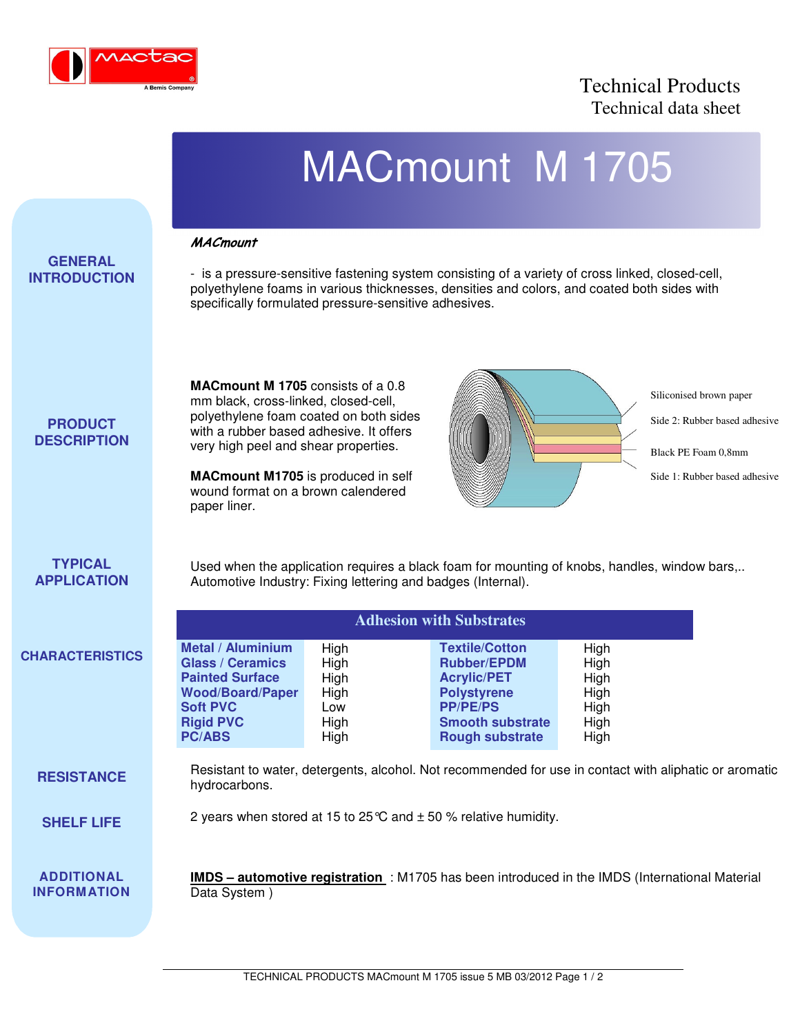# MACmount M 1705

## GENERAL INTRODUCTION

***MACmount***

- is a pressure-sensitive fastening system consisting of a variety of cross linked, closed-cell, polyethylene foams in various thicknesses, densities and colors, and coated both sides with specifically formulated pressure-sensitive adhesives.

## PRODUCT DESCRIPTION

**MACmount M 1705** consists of a 0.8 mm black, cross-linked, closed-cell, polyethylene foam coated on both sides with a rubber based adhesive. It offers very high peel and shear properties.

**MACmount M1705** is produced in self wound format on a brown calendered paper liner.

Siliconised brown paper
Side 2: Rubber based adhesive
Black PE Foam 0,8mm
Side 1: Rubber based adhesive

## TYPICAL APPLICATION

Used when the application requires a black foam for mounting of knobs, handles, window bars,..
Automotive Industry: Fixing lettering and badges (Internal).

## CHARACTERISTICS

| Adhesion with Substrates | | | |
|---|---|---|---|
| **Metal / Aluminium** | High | **Textile/Cotton** | High |
| **Glass / Ceramics** | High | **Rubber/EPDM** | High |
| **Painted Surface** | High | **Acrylic/PET** | High |
| **Wood/Board/Paper** | High | **Polystyrene** | High |
| **Soft PVC** | Low | **PP/PE/PS** | High |
| **Rigid PVC** | High | **Smooth substrate** | High |
| **PC/ABS** | High | **Rough substrate** | High |

## RESISTANCE

Resistant to water, detergents, alcohol. Not recommended for use in contact with aliphatic or aromatic hydrocarbons.

## SHELF LIFE

2 years when stored at 15 to 25°C and ± 50 % relative humidity.

## ADDITIONAL INFORMATION

**IMDS – automotive registration** : M1705 has been introduced in the IMDS (International Material Data System )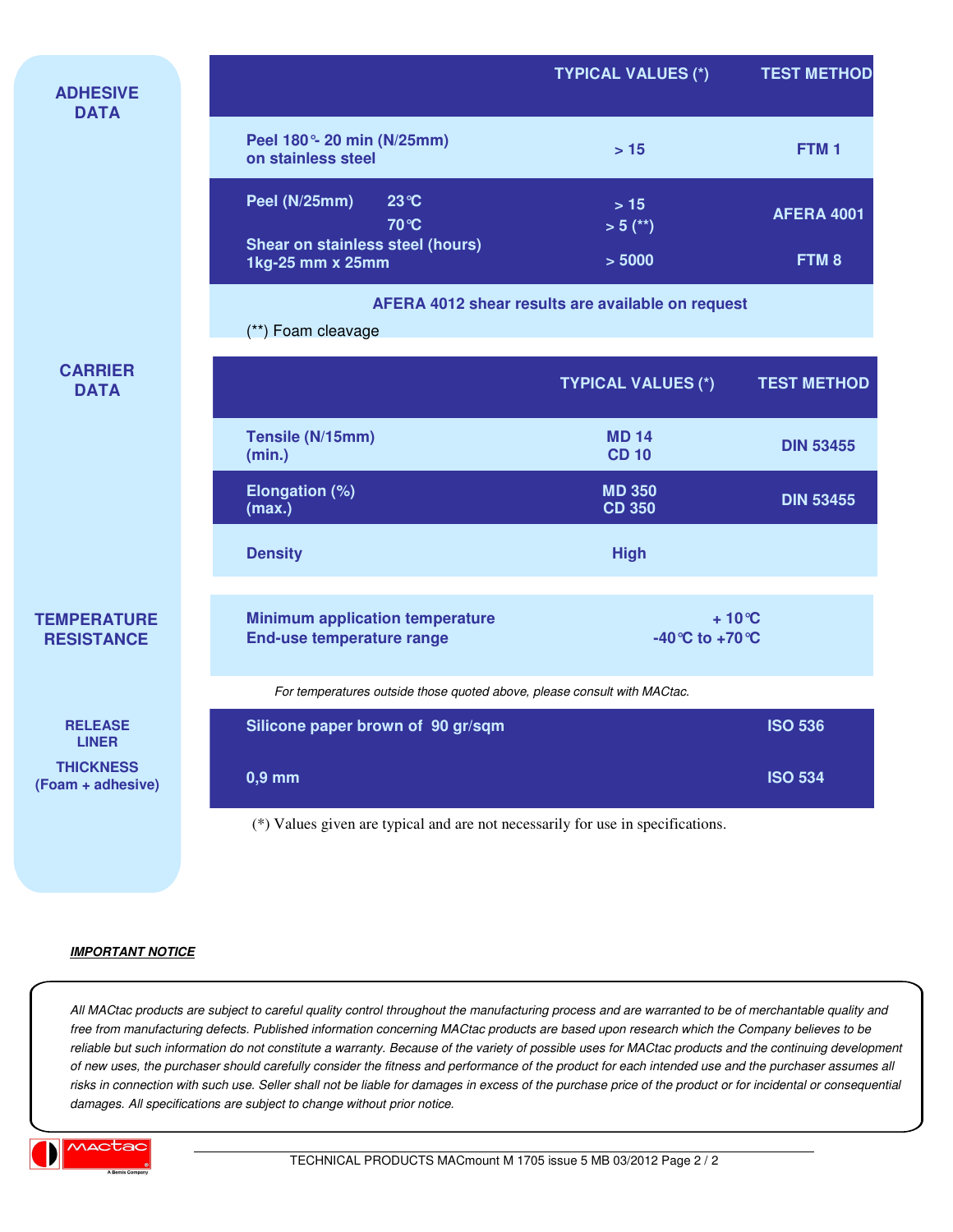## ADHESIVE DATA

| | TYPICAL VALUES (*) | TEST METHOD |
|---|---|---|
| Peel 180°- 20 min (N/25mm) on stainless steel | > 15 | FTM 1 |
| Peel (N/25mm) 23°C | > 15 | AFERA 4001 |
| Peel (N/25mm) 70°C | > 5 (**) | AFERA 4001 |
| Shear on stainless steel (hours) 1kg-25 mm x 25mm | > 5000 | FTM 8 |

**AFERA 4012 shear results are available on request**

(**) Foam cleavage

## CARRIER DATA

| | TYPICAL VALUES (*) | TEST METHOD |
|---|---|---|
| Tensile (N/15mm) (min.) | MD 14<br>CD 10 | DIN 53455 |
| Elongation (%) (max.) | MD 350<br>CD 350 | DIN 53455 |
| Density | High | |

## TEMPERATURE RESISTANCE

| | |
|---|---|
| Minimum application temperature | + 10°C |
| End-use temperature range | -40°C to +70°C |

*For temperatures outside those quoted above, please consult with MACtac.*

| | | |
|---|---|---|
| **RELEASE LINER** | Silicone paper brown of 90 gr/sqm | ISO 536 |
| **THICKNESS (Foam + adhesive)** | 0,9 mm | ISO 534 |

(*) Values given are typical and are not necessarily for use in specifications.

***IMPORTANT NOTICE***

*All MACtac products are subject to careful quality control throughout the manufacturing process and are warranted to be of merchantable quality and free from manufacturing defects. Published information concerning MACtac products are based upon research which the Company believes to be reliable but such information do not constitute a warranty. Because of the variety of possible uses for MACtac products and the continuing development of new uses, the purchaser should carefully consider the fitness and performance of the product for each intended use and the purchaser assumes all risks in connection with such use. Seller shall not be liable for damages in excess of the purchase price of the product or for incidental or consequential damages. All specifications are subject to change without prior notice.*

TECHNICAL PRODUCTS MACmount M 1705 issue 5 MB 03/2012